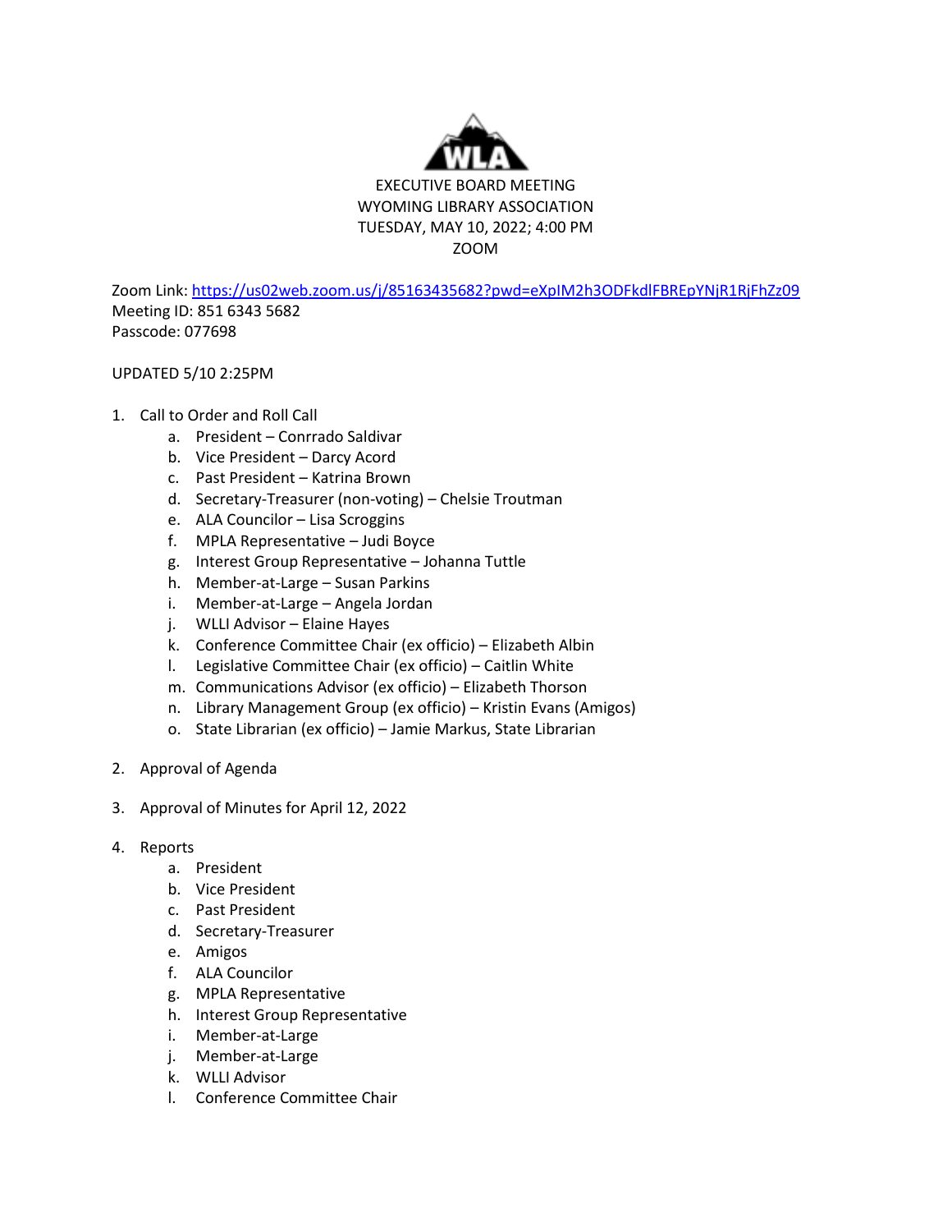# EXECUTIVE BOARD MEETING
## WYOMING LIBRARY ASSOCIATION
### TUESDAY, MAY 10, 2022; 4:00 PM
### ZOOM

Zoom Link: https://us02web.zoom.us/j/85163435682?pwd=eXpIM2h3ODFkdlFBREpYNjR1RjFhZz09
Meeting ID: 851 6343 5682
Passcode: 077698

UPDATED 5/10 2:25PM

1. Call to Order and Roll Call
    a. President – Conrrado Saldivar
    b. Vice President – Darcy Acord
    c. Past President – Katrina Brown
    d. Secretary-Treasurer (non-voting) – Chelsie Troutman
    e. ALA Councilor – Lisa Scroggins
    f. MPLA Representative – Judi Boyce
    g. Interest Group Representative – Johanna Tuttle
    h. Member-at-Large – Susan Parkins
    i. Member-at-Large – Angela Jordan
    j. WLLI Advisor – Elaine Hayes
    k. Conference Committee Chair (ex officio) – Elizabeth Albin
    l. Legislative Committee Chair (ex officio) – Caitlin White
    m. Communications Advisor (ex officio) – Elizabeth Thorson
    n. Library Management Group (ex officio) – Kristin Evans (Amigos)
    o. State Librarian (ex officio) – Jamie Markus, State Librarian

2. Approval of Agenda

3. Approval of Minutes for April 12, 2022

4. Reports
    a. President
    b. Vice President
    c. Past President
    d. Secretary-Treasurer
    e. Amigos
    f. ALA Councilor
    g. MPLA Representative
    h. Interest Group Representative
    i. Member-at-Large
    j. Member-at-Large
    k. WLLI Advisor
    l. Conference Committee Chair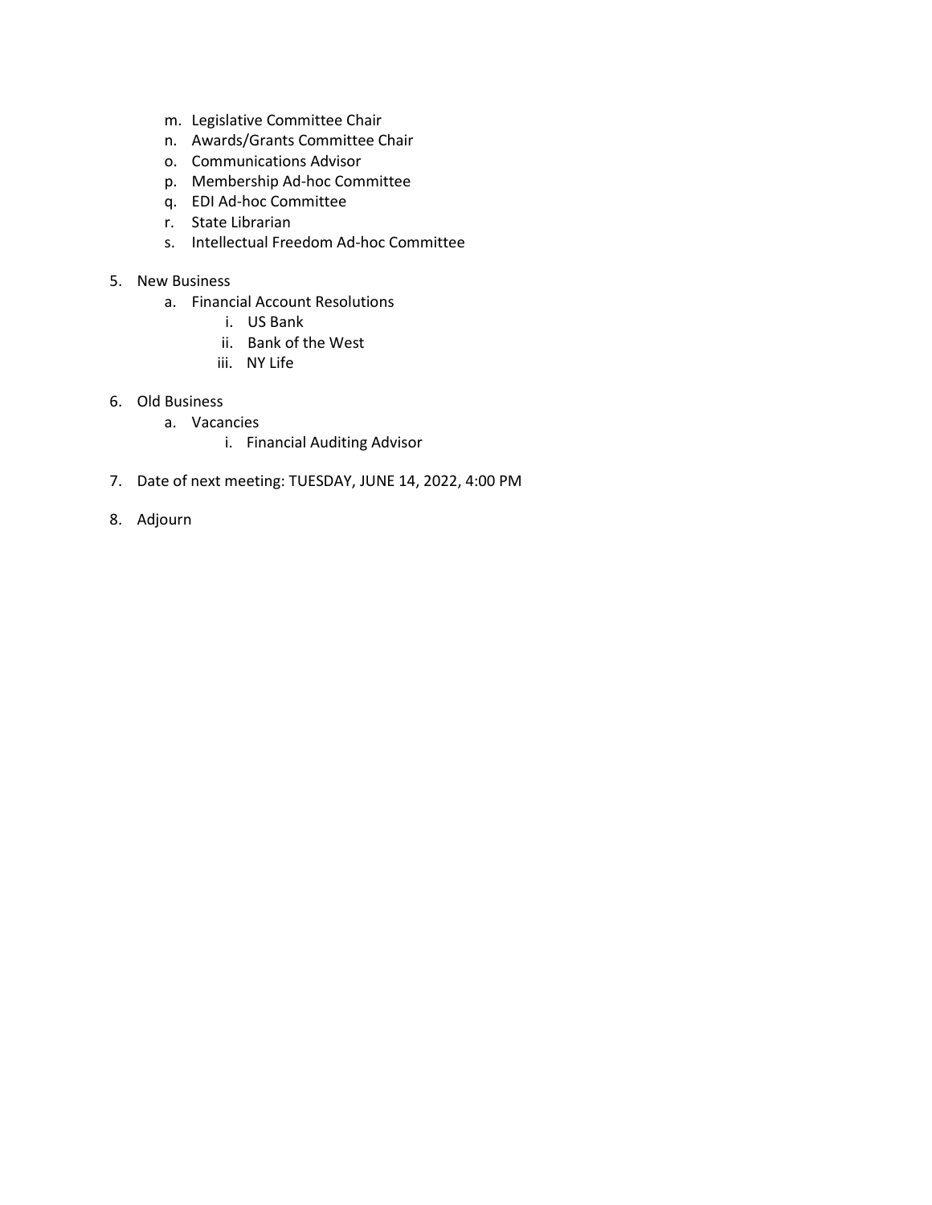m. Legislative Committee Chair
n. Awards/Grants Committee Chair
o. Communications Advisor
p. Membership Ad-hoc Committee
q. EDI Ad-hoc Committee
r. State Librarian
s. Intellectual Freedom Ad-hoc Committee

5. New Business
   a. Financial Account Resolutions
      i. US Bank
      ii. Bank of the West
      iii. NY Life

6. Old Business
   a. Vacancies
      i. Financial Auditing Advisor

7. Date of next meeting: TUESDAY, JUNE 14, 2022, 4:00 PM

8. Adjourn